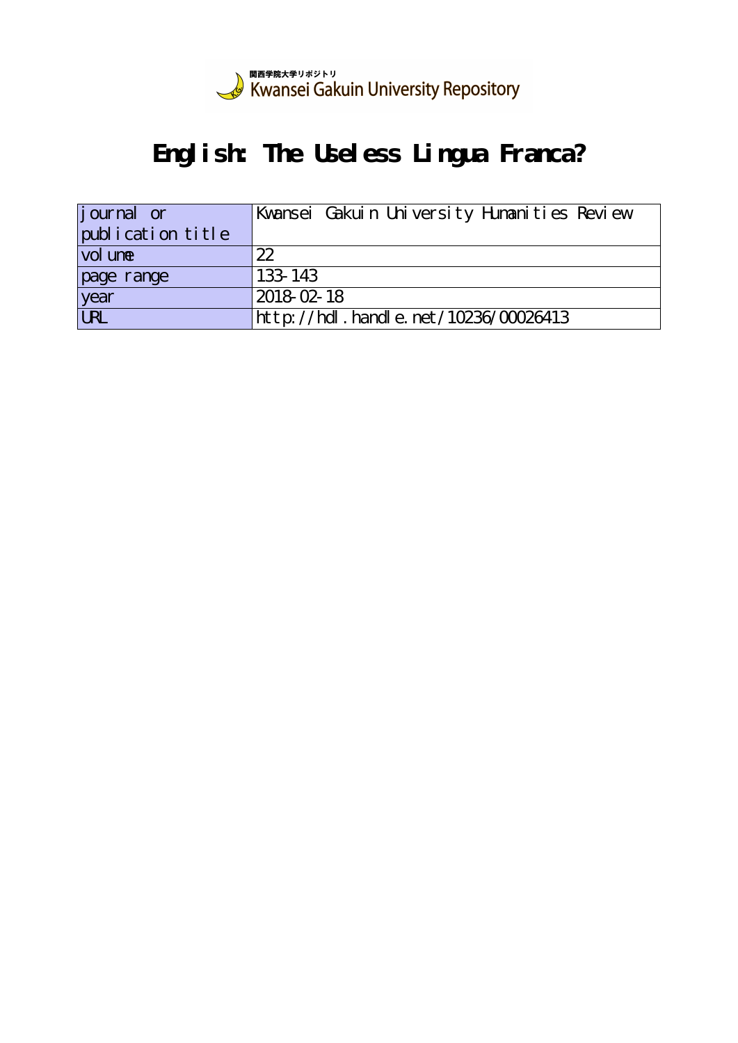関西学院大学リポジトリ
Kwansei Gakuin University Repository

# English: The Useless Lingua Franca?

| journal or publication title | Kwansei Gakuin University Humanities Review |
|---|---|
| volume | 22 |
| page range | 133-143 |
| year | 2018-02-18 |
| URL | http://hdl.handle.net/10236/00026413 |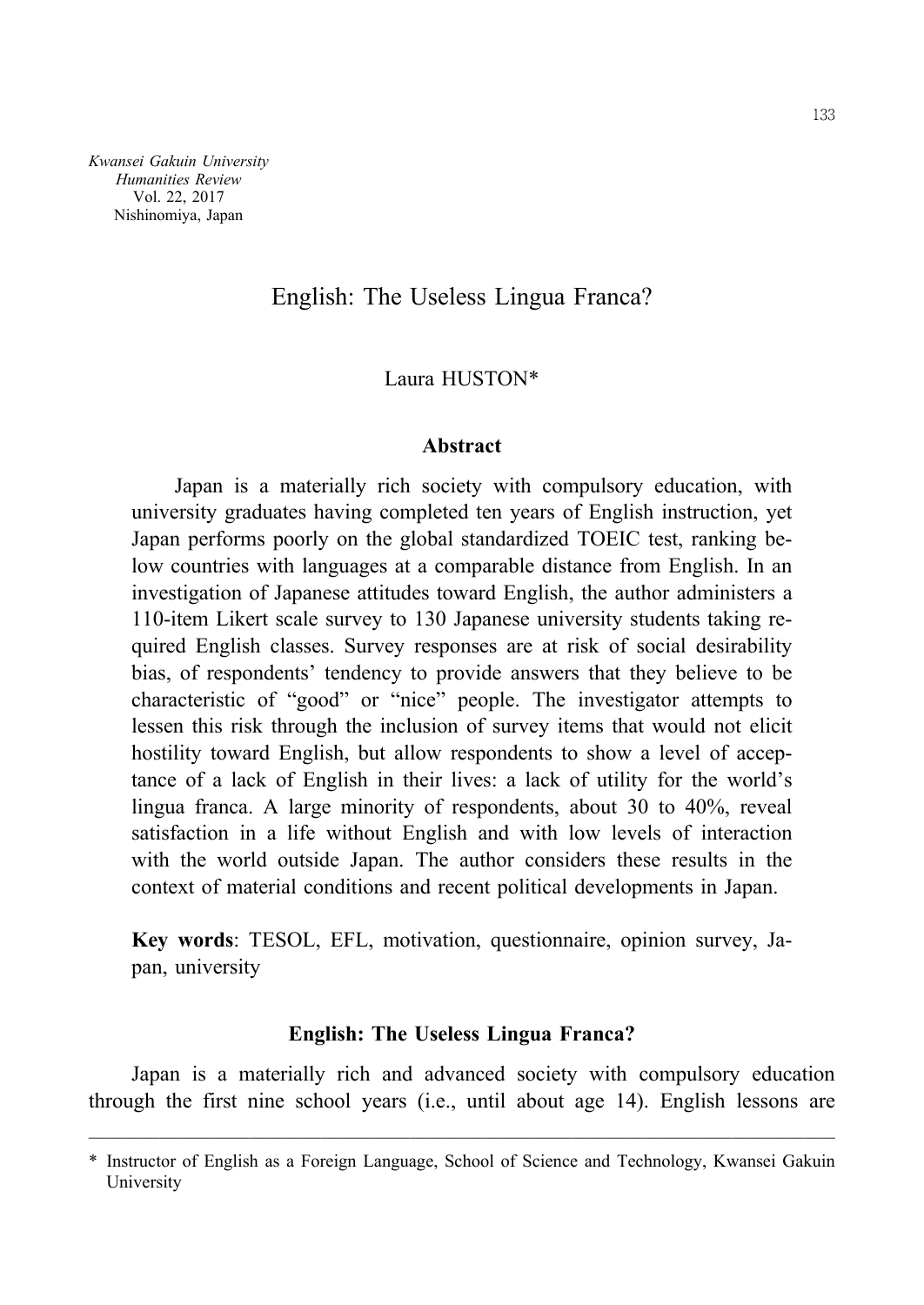Kwansei Gakuin University
Humanities Review
Vol. 22, 2017
Nishinomiya, Japan

# English: The Useless Lingua Franca?

Laura HUSTON*

**Abstract**

Japan is a materially rich society with compulsory education, with university graduates having completed ten years of English instruction, yet Japan performs poorly on the global standardized TOEIC test, ranking below countries with languages at a comparable distance from English. In an investigation of Japanese attitudes toward English, the author administers a 110-item Likert scale survey to 130 Japanese university students taking required English classes. Survey responses are at risk of social desirability bias, of respondents' tendency to provide answers that they believe to be characteristic of "good" or "nice" people. The investigator attempts to lessen this risk through the inclusion of survey items that would not elicit hostility toward English, but allow respondents to show a level of acceptance of a lack of English in their lives: a lack of utility for the world's lingua franca. A large minority of respondents, about 30 to 40%, reveal satisfaction in a life without English and with low levels of interaction with the world outside Japan. The author considers these results in the context of material conditions and recent political developments in Japan.

**Key words**: TESOL, EFL, motivation, questionnaire, opinion survey, Japan, university

## English: The Useless Lingua Franca?

Japan is a materially rich and advanced society with compulsory education through the first nine school years (i.e., until about age 14). English lessons are

---

\* Instructor of English as a Foreign Language, School of Science and Technology, Kwansei Gakuin University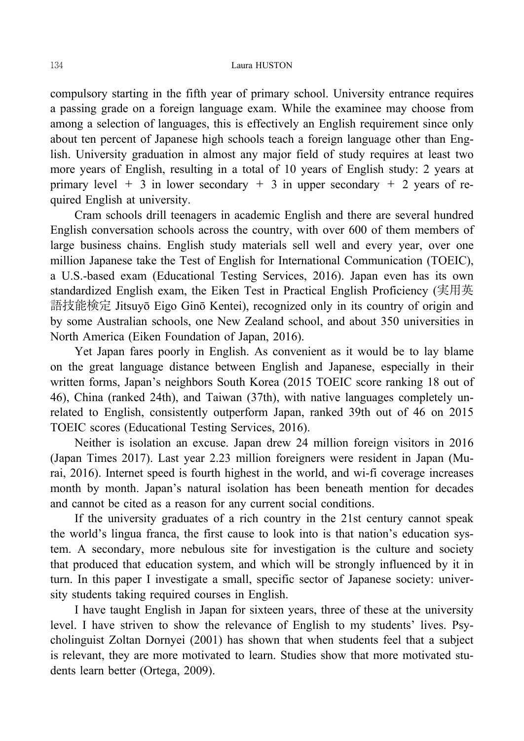compulsory starting in the fifth year of primary school. University entrance requires a passing grade on a foreign language exam. While the examinee may choose from among a selection of languages, this is effectively an English requirement since only about ten percent of Japanese high schools teach a foreign language other than English. University graduation in almost any major field of study requires at least two more years of English, resulting in a total of 10 years of English study: 2 years at primary level + 3 in lower secondary + 3 in upper secondary + 2 years of required English at university.

Cram schools drill teenagers in academic English and there are several hundred English conversation schools across the country, with over 600 of them members of large business chains. English study materials sell well and every year, over one million Japanese take the Test of English for International Communication (TOEIC), a U.S.-based exam (Educational Testing Services, 2016). Japan even has its own standardized English exam, the Eiken Test in Practical English Proficiency (実用英語技能検定 Jitsuyō Eigo Ginō Kentei), recognized only in its country of origin and by some Australian schools, one New Zealand school, and about 350 universities in North America (Eiken Foundation of Japan, 2016).

Yet Japan fares poorly in English. As convenient as it would be to lay blame on the great language distance between English and Japanese, especially in their written forms, Japan's neighbors South Korea (2015 TOEIC score ranking 18 out of 46), China (ranked 24th), and Taiwan (37th), with native languages completely unrelated to English, consistently outperform Japan, ranked 39th out of 46 on 2015 TOEIC scores (Educational Testing Services, 2016).

Neither is isolation an excuse. Japan drew 24 million foreign visitors in 2016 (Japan Times 2017). Last year 2.23 million foreigners were resident in Japan (Murai, 2016). Internet speed is fourth highest in the world, and wi-fi coverage increases month by month. Japan's natural isolation has been beneath mention for decades and cannot be cited as a reason for any current social conditions.

If the university graduates of a rich country in the 21st century cannot speak the world's lingua franca, the first cause to look into is that nation's education system. A secondary, more nebulous site for investigation is the culture and society that produced that education system, and which will be strongly influenced by it in turn. In this paper I investigate a small, specific sector of Japanese society: university students taking required courses in English.

I have taught English in Japan for sixteen years, three of these at the university level. I have striven to show the relevance of English to my students' lives. Psycholinguist Zoltan Dornyei (2001) has shown that when students feel that a subject is relevant, they are more motivated to learn. Studies show that more motivated students learn better (Ortega, 2009).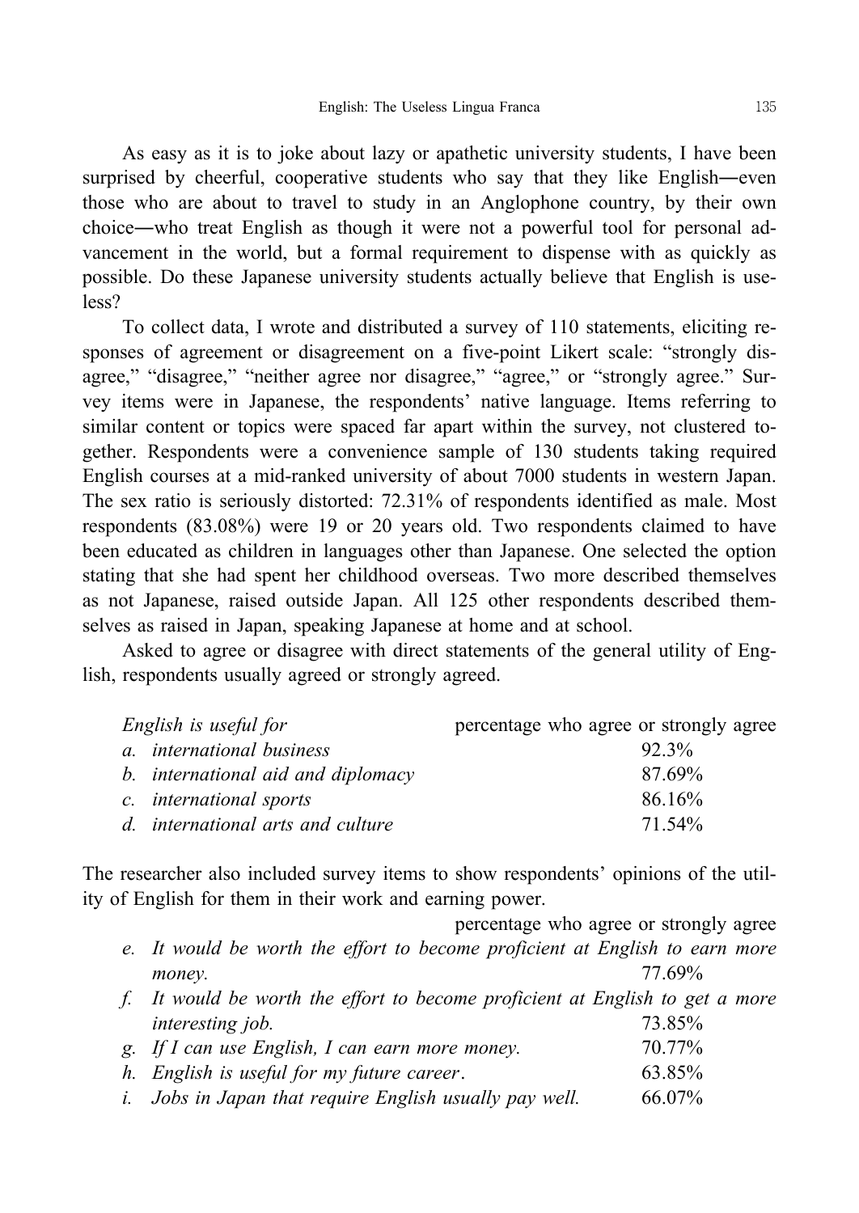As easy as it is to joke about lazy or apathetic university students, I have been surprised by cheerful, cooperative students who say that they like English—even those who are about to travel to study in an Anglophone country, by their own choice—who treat English as though it were not a powerful tool for personal advancement in the world, but a formal requirement to dispense with as quickly as possible. Do these Japanese university students actually believe that English is useless?

To collect data, I wrote and distributed a survey of 110 statements, eliciting responses of agreement or disagreement on a five-point Likert scale: "strongly disagree," "disagree," "neither agree nor disagree," "agree," or "strongly agree." Survey items were in Japanese, the respondents' native language. Items referring to similar content or topics were spaced far apart within the survey, not clustered together. Respondents were a convenience sample of 130 students taking required English courses at a mid-ranked university of about 7000 students in western Japan. The sex ratio is seriously distorted: 72.31% of respondents identified as male. Most respondents (83.08%) were 19 or 20 years old. Two respondents claimed to have been educated as children in languages other than Japanese. One selected the option stating that she had spent her childhood overseas. Two more described themselves as not Japanese, raised outside Japan. All 125 other respondents described themselves as raised in Japan, speaking Japanese at home and at school.

Asked to agree or disagree with direct statements of the general utility of English, respondents usually agreed or strongly agreed.

| *English is useful for* | percentage who agree or strongly agree |
|---|---|
| *a. international business* | 92.3% |
| *b. international aid and diplomacy* | 87.69% |
| *c. international sports* | 86.16% |
| *d. international arts and culture* | 71.54% |

The researcher also included survey items to show respondents' opinions of the utility of English for them in their work and earning power.

| | percentage who agree or strongly agree |
|---|---|
| *e. It would be worth the effort to become proficient at English to earn more money.* | 77.69% |
| *f. It would be worth the effort to become proficient at English to get a more interesting job.* | 73.85% |
| *g. If I can use English, I can earn more money.* | 70.77% |
| *h. English is useful for my future career.* | 63.85% |
| *i. Jobs in Japan that require English usually pay well.* | 66.07% |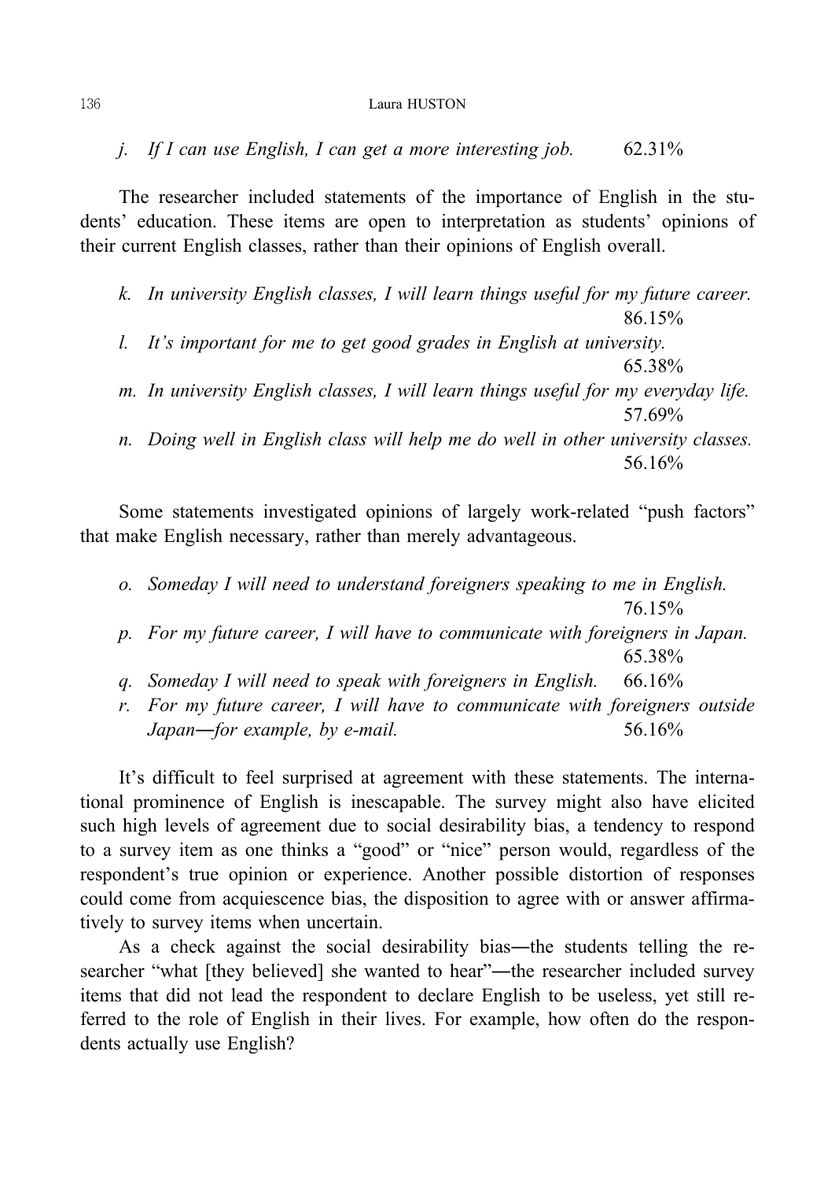*j. If I can use English, I can get a more interesting job.* 62.31%

The researcher included statements of the importance of English in the students' education. These items are open to interpretation as students' opinions of their current English classes, rather than their opinions of English overall.

*k. In university English classes, I will learn things useful for my future career.* 86.15%

*l. It's important for me to get good grades in English at university.* 65.38%

*m. In university English classes, I will learn things useful for my everyday life.* 57.69%

*n. Doing well in English class will help me do well in other university classes.* 56.16%

Some statements investigated opinions of largely work-related "push factors" that make English necessary, rather than merely advantageous.

*o. Someday I will need to understand foreigners speaking to me in English.* 76.15%

*p. For my future career, I will have to communicate with foreigners in Japan.* 65.38%

*q. Someday I will need to speak with foreigners in English.* 66.16%

*r. For my future career, I will have to communicate with foreigners outside Japan—for example, by e-mail.* 56.16%

It's difficult to feel surprised at agreement with these statements. The international prominence of English is inescapable. The survey might also have elicited such high levels of agreement due to social desirability bias, a tendency to respond to a survey item as one thinks a "good" or "nice" person would, regardless of the respondent's true opinion or experience. Another possible distortion of responses could come from acquiescence bias, the disposition to agree with or answer affirmatively to survey items when uncertain.

As a check against the social desirability bias—the students telling the researcher "what [they believed] she wanted to hear"—the researcher included survey items that did not lead the respondent to declare English to be useless, yet still referred to the role of English in their lives. For example, how often do the respondents actually use English?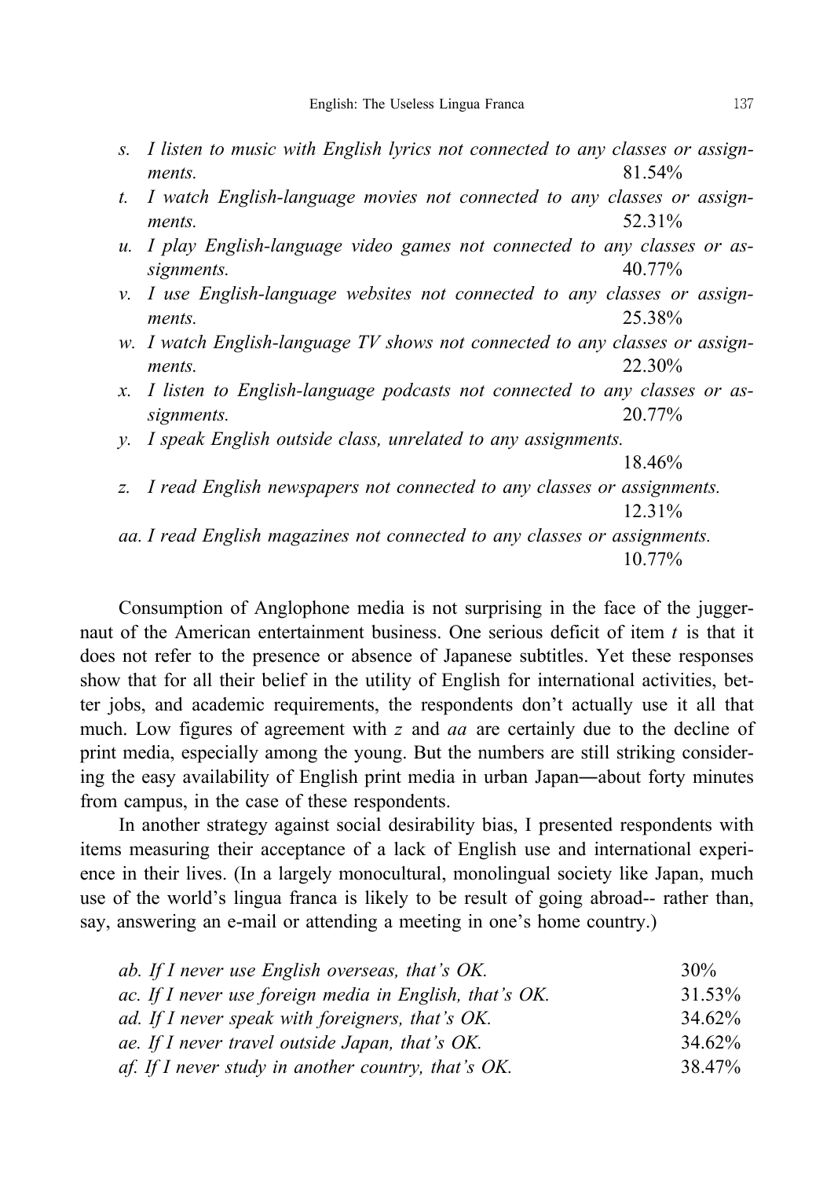*s. I listen to music with English lyrics not connected to any classes or assignments.* 81.54%

*t. I watch English-language movies not connected to any classes or assignments.* 52.31%

*u. I play English-language video games not connected to any classes or assignments.* 40.77%

*v. I use English-language websites not connected to any classes or assignments.* 25.38%

*w. I watch English-language TV shows not connected to any classes or assignments.* 22.30%

*x. I listen to English-language podcasts not connected to any classes or assignments.* 20.77%

*y. I speak English outside class, unrelated to any assignments.* 18.46%

*z. I read English newspapers not connected to any classes or assignments.* 12.31%

*aa. I read English magazines not connected to any classes or assignments.* 10.77%

Consumption of Anglophone media is not surprising in the face of the juggernaut of the American entertainment business. One serious deficit of item *t* is that it does not refer to the presence or absence of Japanese subtitles. Yet these responses show that for all their belief in the utility of English for international activities, better jobs, and academic requirements, the respondents don't actually use it all that much. Low figures of agreement with *z* and *aa* are certainly due to the decline of print media, especially among the young. But the numbers are still striking considering the easy availability of English print media in urban Japan―about forty minutes from campus, in the case of these respondents.

In another strategy against social desirability bias, I presented respondents with items measuring their acceptance of a lack of English use and international experience in their lives. (In a largely monocultural, monolingual society like Japan, much use of the world's lingua franca is likely to be result of going abroad-- rather than, say, answering an e-mail or attending a meeting in one's home country.)

*ab. If I never use English overseas, that's OK.* 30%

*ac. If I never use foreign media in English, that's OK.* 31.53%

*ad. If I never speak with foreigners, that's OK.* 34.62%

*ae. If I never travel outside Japan, that's OK.* 34.62%

*af. If I never study in another country, that's OK.* 38.47%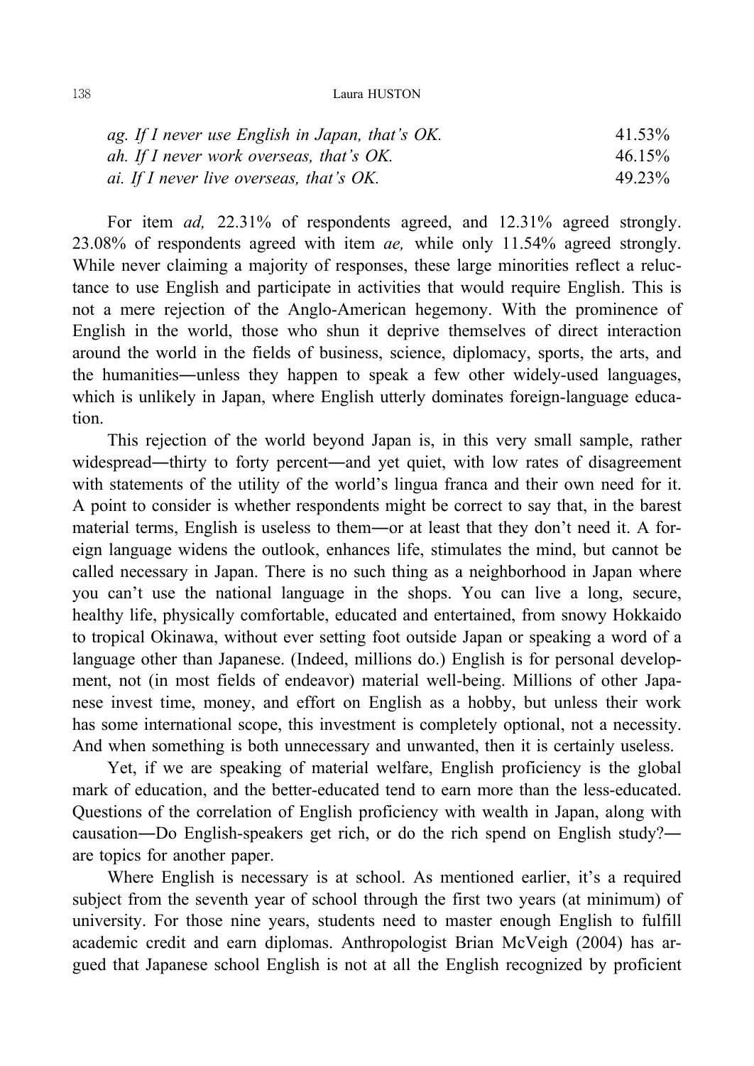| | |
|---|---|
| *ag. If I never use English in Japan, that's OK.* | 41.53% |
| *ah. If I never work overseas, that's OK.* | 46.15% |
| *ai. If I never live overseas, that's OK.* | 49.23% |

For item *ad,* 22.31% of respondents agreed, and 12.31% agreed strongly. 23.08% of respondents agreed with item *ae,* while only 11.54% agreed strongly. While never claiming a majority of responses, these large minorities reflect a reluctance to use English and participate in activities that would require English. This is not a mere rejection of the Anglo-American hegemony. With the prominence of English in the world, those who shun it deprive themselves of direct interaction around the world in the fields of business, science, diplomacy, sports, the arts, and the humanities―unless they happen to speak a few other widely-used languages, which is unlikely in Japan, where English utterly dominates foreign-language education.

This rejection of the world beyond Japan is, in this very small sample, rather widespread―thirty to forty percent―and yet quiet, with low rates of disagreement with statements of the utility of the world's lingua franca and their own need for it. A point to consider is whether respondents might be correct to say that, in the barest material terms, English is useless to them―or at least that they don't need it. A foreign language widens the outlook, enhances life, stimulates the mind, but cannot be called necessary in Japan. There is no such thing as a neighborhood in Japan where you can't use the national language in the shops. You can live a long, secure, healthy life, physically comfortable, educated and entertained, from snowy Hokkaido to tropical Okinawa, without ever setting foot outside Japan or speaking a word of a language other than Japanese. (Indeed, millions do.) English is for personal development, not (in most fields of endeavor) material well-being. Millions of other Japanese invest time, money, and effort on English as a hobby, but unless their work has some international scope, this investment is completely optional, not a necessity. And when something is both unnecessary and unwanted, then it is certainly useless.

Yet, if we are speaking of material welfare, English proficiency is the global mark of education, and the better-educated tend to earn more than the less-educated. Questions of the correlation of English proficiency with wealth in Japan, along with causation―Do English-speakers get rich, or do the rich spend on English study?― are topics for another paper.

Where English is necessary is at school. As mentioned earlier, it's a required subject from the seventh year of school through the first two years (at minimum) of university. For those nine years, students need to master enough English to fulfill academic credit and earn diplomas. Anthropologist Brian McVeigh (2004) has argued that Japanese school English is not at all the English recognized by proficient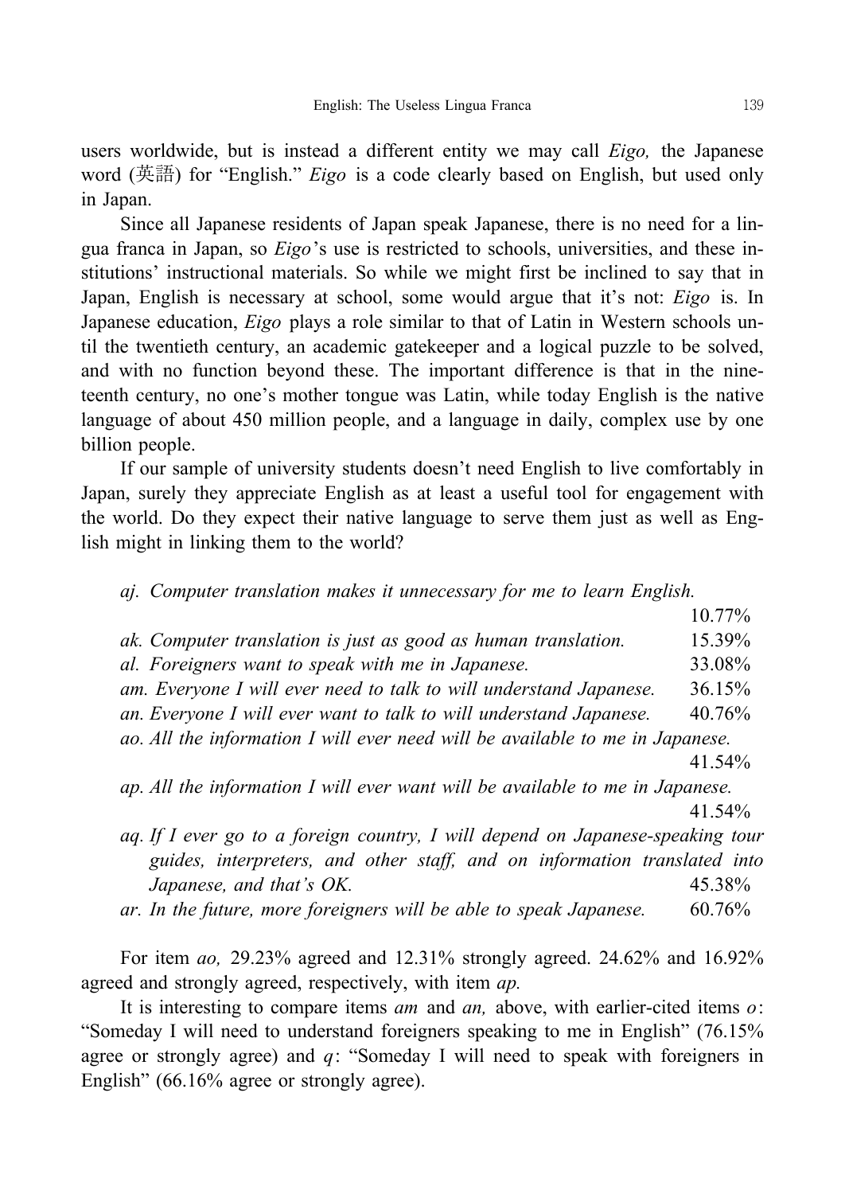users worldwide, but is instead a different entity we may call *Eigo,* the Japanese word (英語) for "English." *Eigo* is a code clearly based on English, but used only in Japan.

Since all Japanese residents of Japan speak Japanese, there is no need for a lingua franca in Japan, so *Eigo*'s use is restricted to schools, universities, and these institutions' instructional materials. So while we might first be inclined to say that in Japan, English is necessary at school, some would argue that it's not: *Eigo* is. In Japanese education, *Eigo* plays a role similar to that of Latin in Western schools until the twentieth century, an academic gatekeeper and a logical puzzle to be solved, and with no function beyond these. The important difference is that in the nineteenth century, no one's mother tongue was Latin, while today English is the native language of about 450 million people, and a language in daily, complex use by one billion people.

If our sample of university students doesn't need English to live comfortably in Japan, surely they appreciate English as at least a useful tool for engagement with the world. Do they expect their native language to serve them just as well as English might in linking them to the world?

*aj. Computer translation makes it unnecessary for me to learn English.* 10.77%

*ak. Computer translation is just as good as human translation.* 15.39%

*al. Foreigners want to speak with me in Japanese.* 33.08%

*am. Everyone I will ever need to talk to will understand Japanese.* 36.15%

*an. Everyone I will ever want to talk to will understand Japanese.* 40.76%

*ao. All the information I will ever need will be available to me in Japanese.* 41.54%

*ap. All the information I will ever want will be available to me in Japanese.* 41.54%

*aq. If I ever go to a foreign country, I will depend on Japanese-speaking tour guides, interpreters, and other staff, and on information translated into Japanese, and that's OK.* 45.38%

*ar. In the future, more foreigners will be able to speak Japanese.* 60.76%

For item *ao,* 29.23% agreed and 12.31% strongly agreed. 24.62% and 16.92% agreed and strongly agreed, respectively, with item *ap.*

It is interesting to compare items *am* and *an,* above, with earlier-cited items *o*: "Someday I will need to understand foreigners speaking to me in English" (76.15% agree or strongly agree) and *q*: "Someday I will need to speak with foreigners in English" (66.16% agree or strongly agree).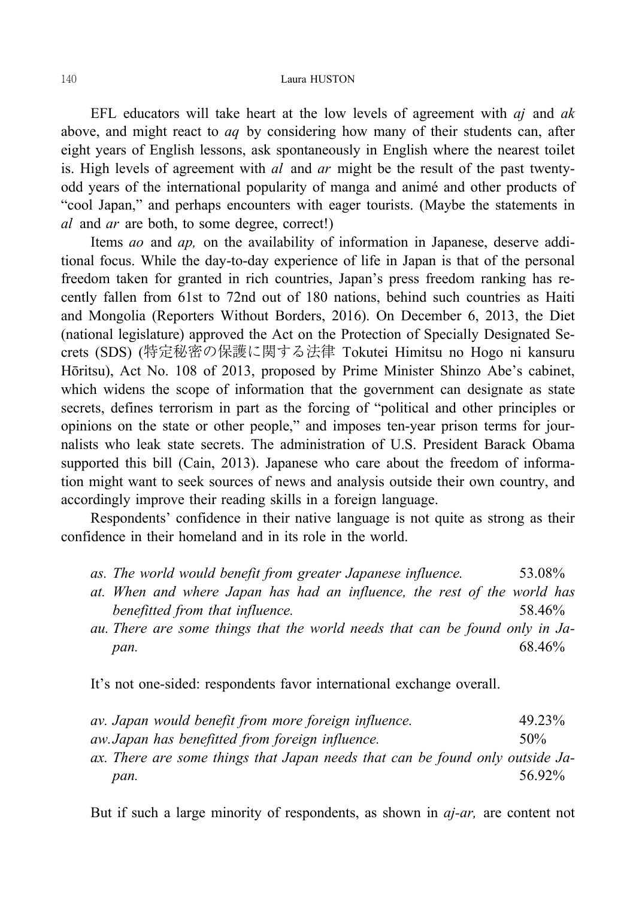EFL educators will take heart at the low levels of agreement with *aj* and *ak* above, and might react to *aq* by considering how many of their students can, after eight years of English lessons, ask spontaneously in English where the nearest toilet is. High levels of agreement with *al* and *ar* might be the result of the past twenty-odd years of the international popularity of manga and animé and other products of "cool Japan," and perhaps encounters with eager tourists. (Maybe the statements in *al* and *ar* are both, to some degree, correct!)

Items *ao* and *ap,* on the availability of information in Japanese, deserve additional focus. While the day-to-day experience of life in Japan is that of the personal freedom taken for granted in rich countries, Japan's press freedom ranking has recently fallen from 61st to 72nd out of 180 nations, behind such countries as Haiti and Mongolia (Reporters Without Borders, 2016). On December 6, 2013, the Diet (national legislature) approved the Act on the Protection of Specially Designated Secrets (SDS) (特定秘密の保護に関する法律 Tokutei Himitsu no Hogo ni kansuru Hōritsu), Act No. 108 of 2013, proposed by Prime Minister Shinzo Abe's cabinet, which widens the scope of information that the government can designate as state secrets, defines terrorism in part as the forcing of "political and other principles or opinions on the state or other people," and imposes ten-year prison terms for journalists who leak state secrets. The administration of U.S. President Barack Obama supported this bill (Cain, 2013). Japanese who care about the freedom of information might want to seek sources of news and analysis outside their own country, and accordingly improve their reading skills in a foreign language.

Respondents' confidence in their native language is not quite as strong as their confidence in their homeland and in its role in the world.

*as. The world would benefit from greater Japanese influence.* 53.08%
*at. When and where Japan has had an influence, the rest of the world has benefitted from that influence.* 58.46%
*au. There are some things that the world needs that can be found only in Japan.* 68.46%

It's not one-sided: respondents favor international exchange overall.

*av. Japan would benefit from more foreign influence.* 49.23%
*aw. Japan has benefitted from foreign influence.* 50%
*ax. There are some things that Japan needs that can be found only outside Japan.* 56.92%

But if such a large minority of respondents, as shown in *aj-ar,* are content not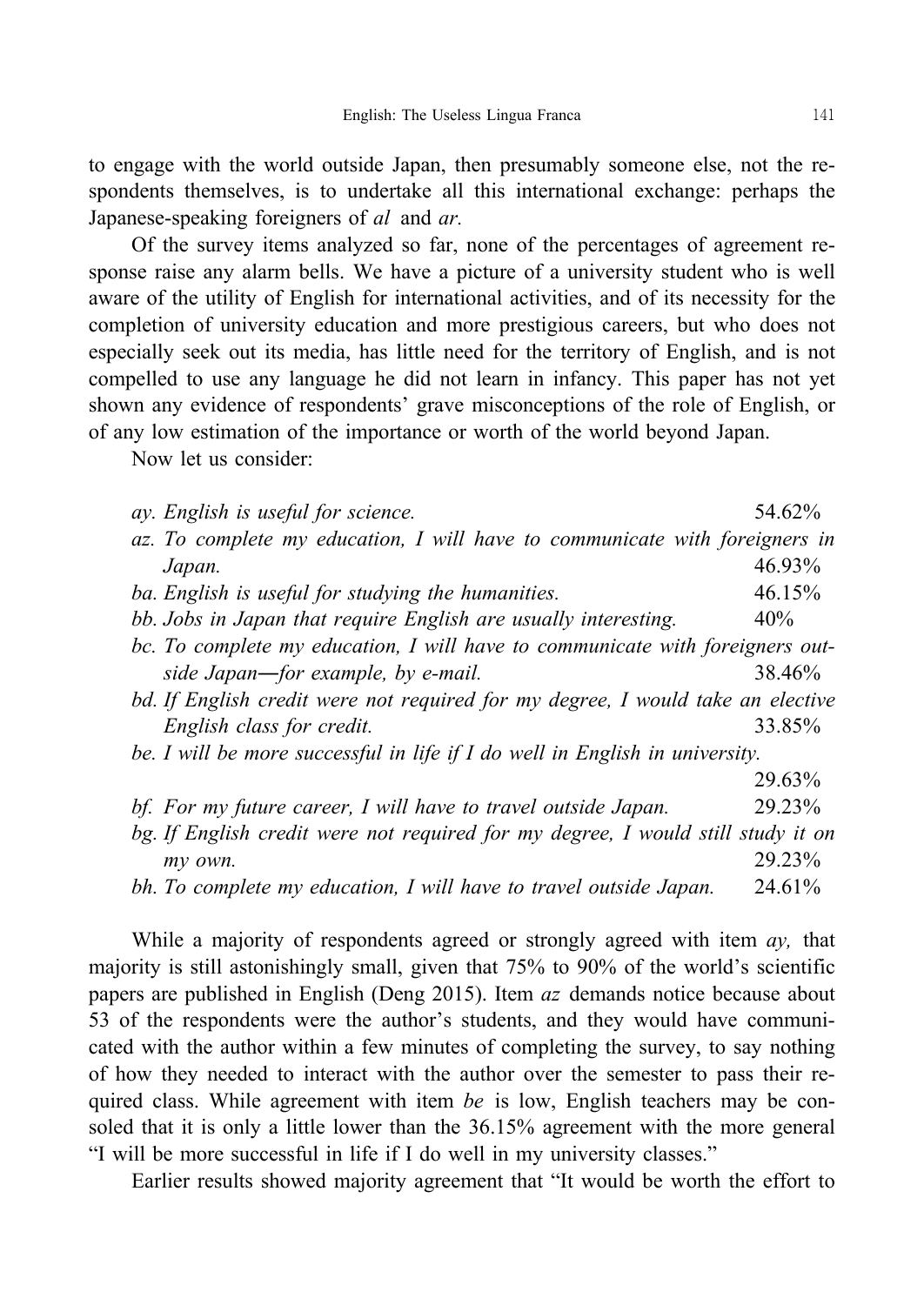to engage with the world outside Japan, then presumably someone else, not the respondents themselves, is to undertake all this international exchange: perhaps the Japanese-speaking foreigners of *al* and *ar.*

Of the survey items analyzed so far, none of the percentages of agreement response raise any alarm bells. We have a picture of a university student who is well aware of the utility of English for international activities, and of its necessity for the completion of university education and more prestigious careers, but who does not especially seek out its media, has little need for the territory of English, and is not compelled to use any language he did not learn in infancy. This paper has not yet shown any evidence of respondents' grave misconceptions of the role of English, or of any low estimation of the importance or worth of the world beyond Japan.

Now let us consider:

*ay. English is useful for science.* 54.62%

*az. To complete my education, I will have to communicate with foreigners in Japan.* 46.93%

*ba. English is useful for studying the humanities.* 46.15%

*bb. Jobs in Japan that require English are usually interesting.* 40%

*bc. To complete my education, I will have to communicate with foreigners outside Japan—for example, by e-mail.* 38.46%

*bd. If English credit were not required for my degree, I would take an elective English class for credit.* 33.85%

*be. I will be more successful in life if I do well in English in university.* 29.63%

*bf. For my future career, I will have to travel outside Japan.* 29.23%

*bg. If English credit were not required for my degree, I would still study it on my own.* 29.23%

*bh. To complete my education, I will have to travel outside Japan.* 24.61%

While a majority of respondents agreed or strongly agreed with item *ay,* that majority is still astonishingly small, given that 75% to 90% of the world's scientific papers are published in English (Deng 2015). Item *az* demands notice because about 53 of the respondents were the author's students, and they would have communicated with the author within a few minutes of completing the survey, to say nothing of how they needed to interact with the author over the semester to pass their required class. While agreement with item *be* is low, English teachers may be consoled that it is only a little lower than the 36.15% agreement with the more general "I will be more successful in life if I do well in my university classes."

Earlier results showed majority agreement that "It would be worth the effort to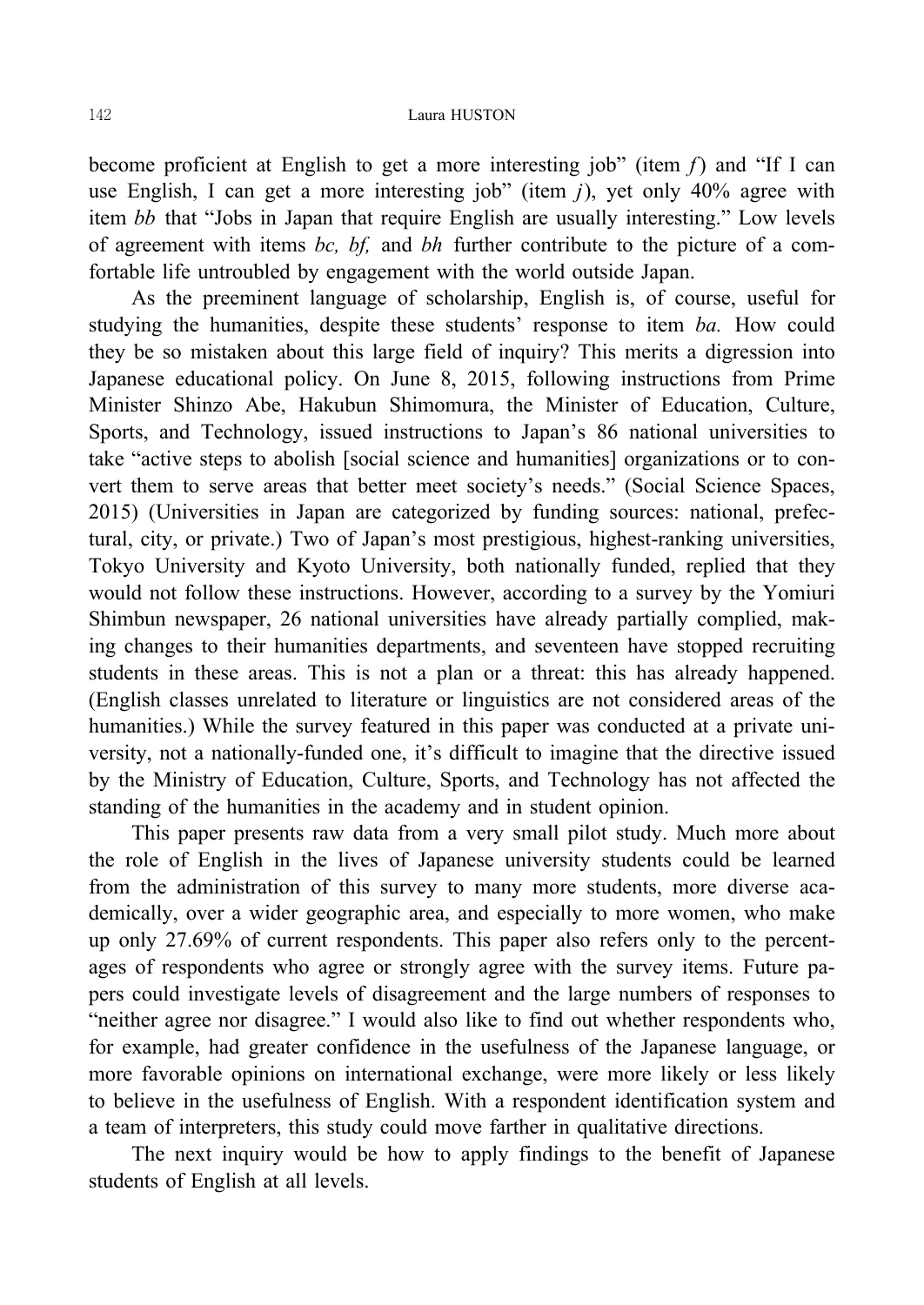become proficient at English to get a more interesting job" (item *f*) and "If I can use English, I can get a more interesting job" (item *j*), yet only 40% agree with item *bb* that "Jobs in Japan that require English are usually interesting." Low levels of agreement with items *bc, bf,* and *bh* further contribute to the picture of a comfortable life untroubled by engagement with the world outside Japan.

As the preeminent language of scholarship, English is, of course, useful for studying the humanities, despite these students' response to item *ba.* How could they be so mistaken about this large field of inquiry? This merits a digression into Japanese educational policy. On June 8, 2015, following instructions from Prime Minister Shinzo Abe, Hakubun Shimomura, the Minister of Education, Culture, Sports, and Technology, issued instructions to Japan's 86 national universities to take "active steps to abolish [social science and humanities] organizations or to convert them to serve areas that better meet society's needs." (Social Science Spaces, 2015) (Universities in Japan are categorized by funding sources: national, prefectural, city, or private.) Two of Japan's most prestigious, highest-ranking universities, Tokyo University and Kyoto University, both nationally funded, replied that they would not follow these instructions. However, according to a survey by the Yomiuri Shimbun newspaper, 26 national universities have already partially complied, making changes to their humanities departments, and seventeen have stopped recruiting students in these areas. This is not a plan or a threat: this has already happened. (English classes unrelated to literature or linguistics are not considered areas of the humanities.) While the survey featured in this paper was conducted at a private university, not a nationally-funded one, it's difficult to imagine that the directive issued by the Ministry of Education, Culture, Sports, and Technology has not affected the standing of the humanities in the academy and in student opinion.

This paper presents raw data from a very small pilot study. Much more about the role of English in the lives of Japanese university students could be learned from the administration of this survey to many more students, more diverse academically, over a wider geographic area, and especially to more women, who make up only 27.69% of current respondents. This paper also refers only to the percentages of respondents who agree or strongly agree with the survey items. Future papers could investigate levels of disagreement and the large numbers of responses to "neither agree nor disagree." I would also like to find out whether respondents who, for example, had greater confidence in the usefulness of the Japanese language, or more favorable opinions on international exchange, were more likely or less likely to believe in the usefulness of English. With a respondent identification system and a team of interpreters, this study could move farther in qualitative directions.

The next inquiry would be how to apply findings to the benefit of Japanese students of English at all levels.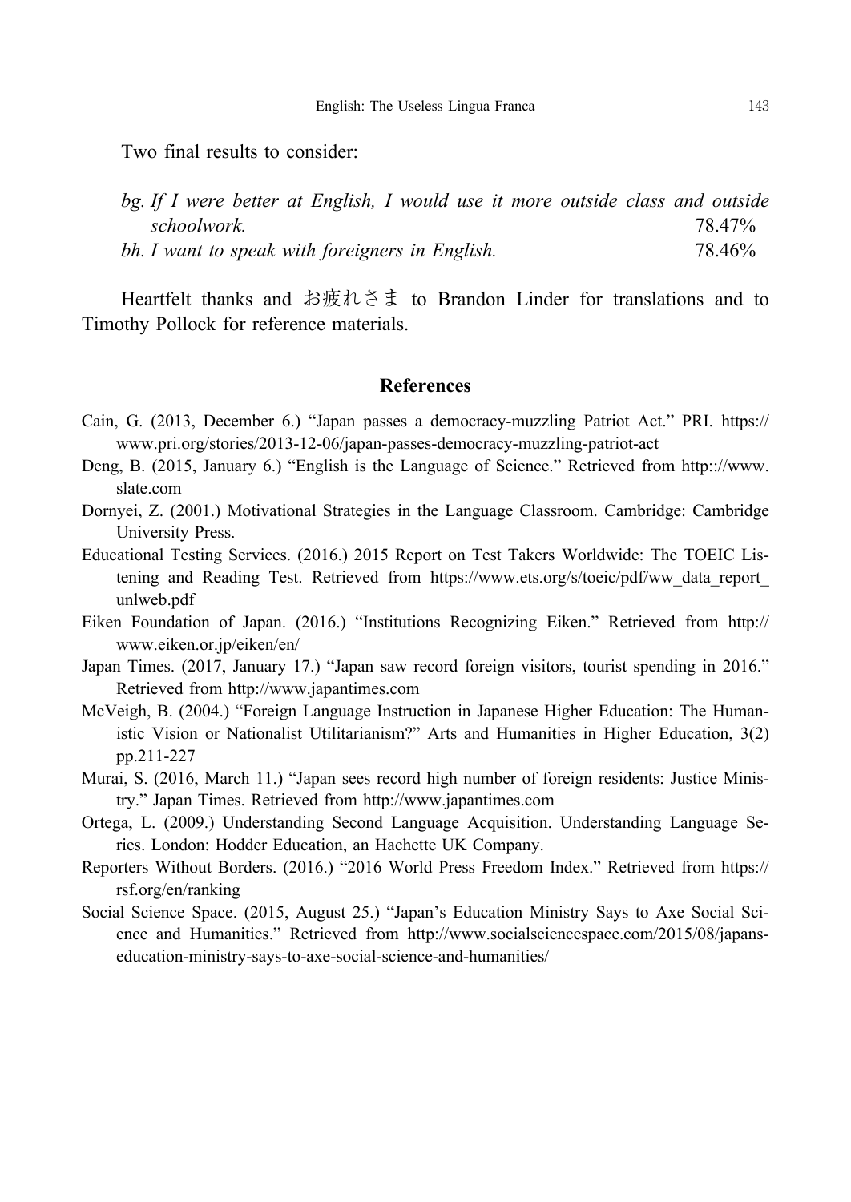Two final results to consider:

*bg. If I were better at English, I would use it more outside class and outside schoolwork.* 78.47%

*bh. I want to speak with foreigners in English.* 78.46%

Heartfelt thanks and お疲れさま to Brandon Linder for translations and to Timothy Pollock for reference materials.

## References

Cain, G. (2013, December 6.) "Japan passes a democracy-muzzling Patriot Act." PRI. https://www.pri.org/stories/2013-12-06/japan-passes-democracy-muzzling-patriot-act

Deng, B. (2015, January 6.) "English is the Language of Science." Retrieved from http:://www.slate.com

Dornyei, Z. (2001.) Motivational Strategies in the Language Classroom. Cambridge: Cambridge University Press.

Educational Testing Services. (2016.) 2015 Report on Test Takers Worldwide: The TOEIC Listening and Reading Test. Retrieved from https://www.ets.org/s/toeic/pdf/ww_data_report_unlweb.pdf

Eiken Foundation of Japan. (2016.) "Institutions Recognizing Eiken." Retrieved from http://www.eiken.or.jp/eiken/en/

Japan Times. (2017, January 17.) "Japan saw record foreign visitors, tourist spending in 2016." Retrieved from http://www.japantimes.com

McVeigh, B. (2004.) "Foreign Language Instruction in Japanese Higher Education: The Humanistic Vision or Nationalist Utilitarianism?" Arts and Humanities in Higher Education, 3(2) pp.211-227

Murai, S. (2016, March 11.) "Japan sees record high number of foreign residents: Justice Ministry." Japan Times. Retrieved from http://www.japantimes.com

Ortega, L. (2009.) Understanding Second Language Acquisition. Understanding Language Series. London: Hodder Education, an Hachette UK Company.

Reporters Without Borders. (2016.) "2016 World Press Freedom Index." Retrieved from https://rsf.org/en/ranking

Social Science Space. (2015, August 25.) "Japan's Education Ministry Says to Axe Social Science and Humanities." Retrieved from http://www.socialsciencespace.com/2015/08/japans-education-ministry-says-to-axe-social-science-and-humanities/